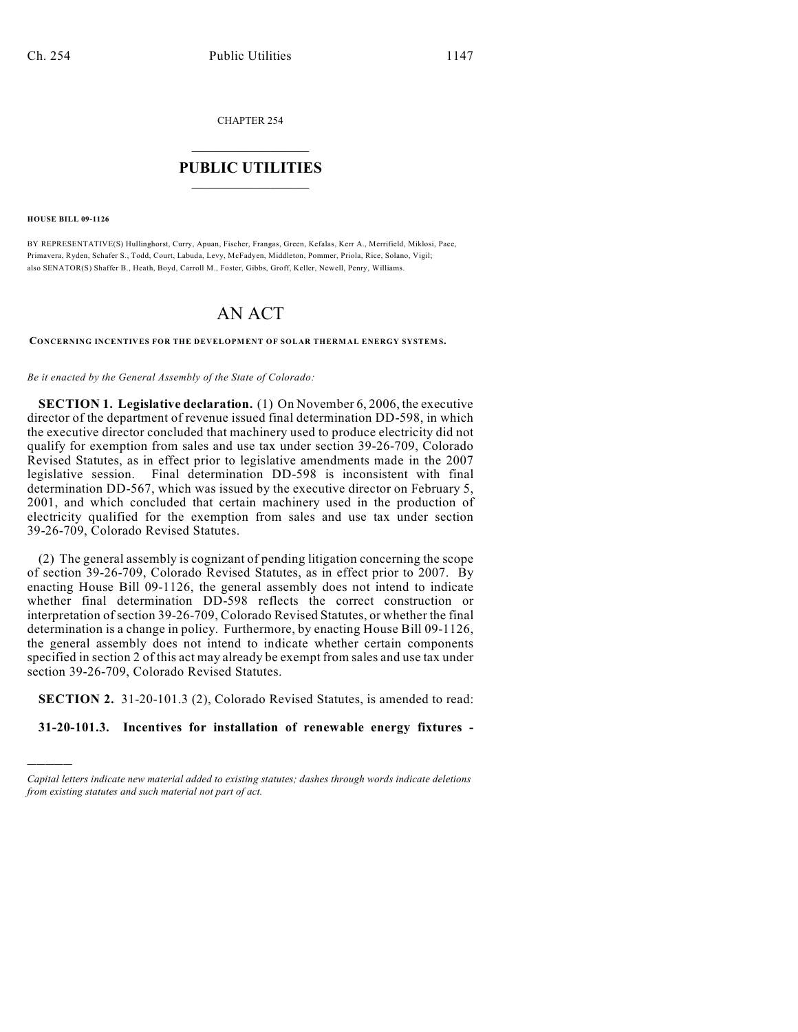CHAPTER 254

# PUBLIC UTILITIES

**HOUSE BILL 09-1126**

BY REPRESENTATIVE(S) Hullinghorst, Curry, Apuan, Fischer, Frangas, Green, Kefalas, Kerr A., Merrifield, Miklosi, Pace, Primavera, Ryden, Schafer S., Todd, Court, Labuda, Levy, McFadyen, Middleton, Pommer, Priola, Rice, Solano, Vigil; also SENATOR(S) Shaffer B., Heath, Boyd, Carroll M., Foster, Gibbs, Groff, Keller, Newell, Penry, Williams.

# AN ACT

**CONCERNING INCENTIVES FOR THE DEVELOPMENT OF SOLAR THERMAL ENERGY SYSTEMS.**

*Be it enacted by the General Assembly of the State of Colorado:*

**SECTION 1. Legislative declaration.** (1) On November 6, 2006, the executive director of the department of revenue issued final determination DD-598, in which the executive director concluded that machinery used to produce electricity did not qualify for exemption from sales and use tax under section 39-26-709, Colorado Revised Statutes, as in effect prior to legislative amendments made in the 2007 legislative session. Final determination DD-598 is inconsistent with final determination DD-567, which was issued by the executive director on February 5, 2001, and which concluded that certain machinery used in the production of electricity qualified for the exemption from sales and use tax under section 39-26-709, Colorado Revised Statutes.

(2) The general assembly is cognizant of pending litigation concerning the scope of section 39-26-709, Colorado Revised Statutes, as in effect prior to 2007. By enacting House Bill 09-1126, the general assembly does not intend to indicate whether final determination DD-598 reflects the correct construction or interpretation of section 39-26-709, Colorado Revised Statutes, or whether the final determination is a change in policy. Furthermore, by enacting House Bill 09-1126, the general assembly does not intend to indicate whether certain components specified in section 2 of this act may already be exempt from sales and use tax under section 39-26-709, Colorado Revised Statutes.

**SECTION 2.** 31-20-101.3 (2), Colorado Revised Statutes, is amended to read:

**31-20-101.3. Incentives for installation of renewable energy fixtures -**

---

*Capital letters indicate new material added to existing statutes; dashes through words indicate deletions from existing statutes and such material not part of act.*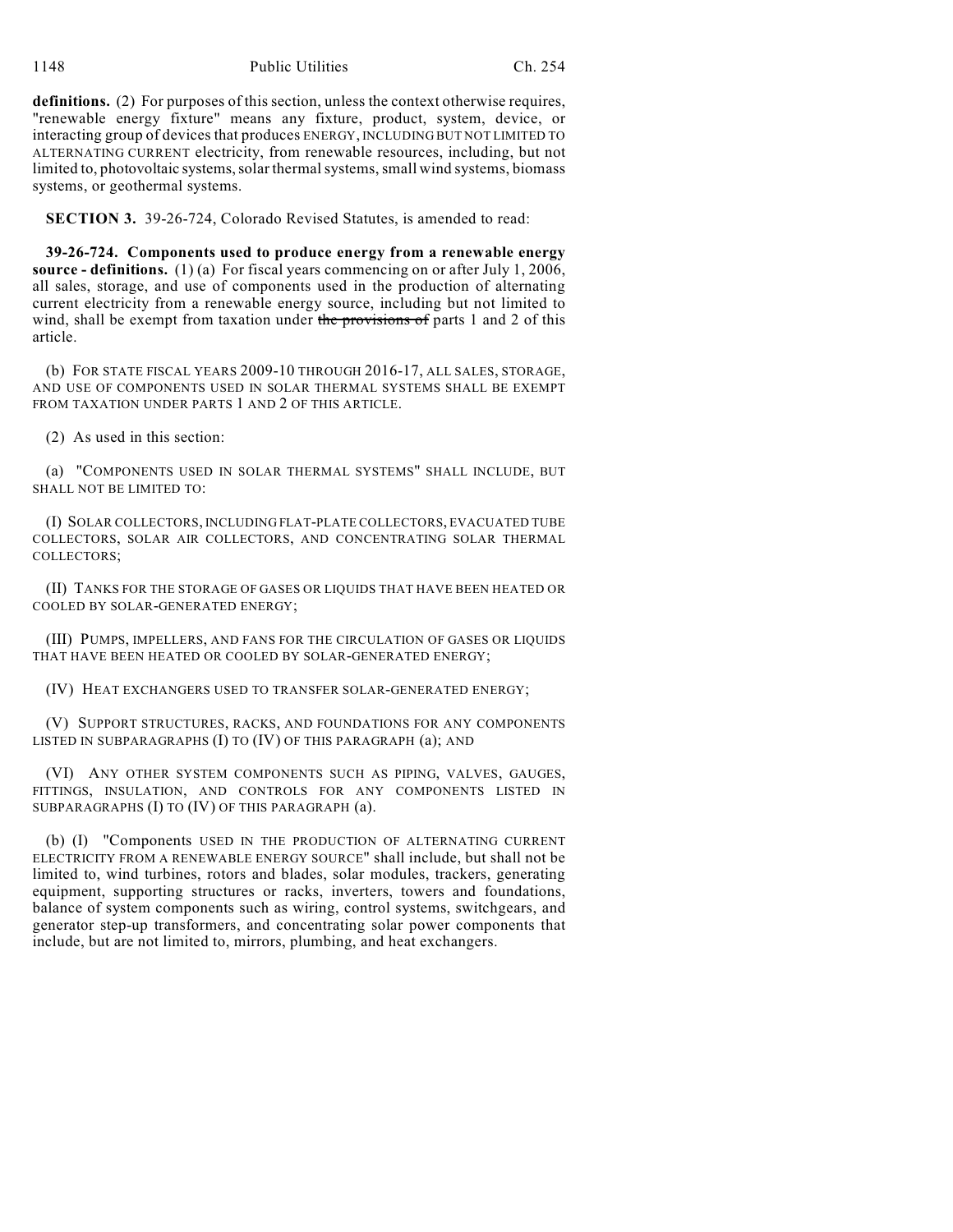**definitions.** (2) For purposes of this section, unless the context otherwise requires, "renewable energy fixture" means any fixture, product, system, device, or interacting group of devices that produces ENERGY, INCLUDING BUT NOT LIMITED TO ALTERNATING CURRENT electricity, from renewable resources, including, but not limited to, photovoltaic systems, solar thermal systems, small wind systems, biomass systems, or geothermal systems.

**SECTION 3.** 39-26-724, Colorado Revised Statutes, is amended to read:

**39-26-724. Components used to produce energy from a renewable energy source - definitions.** (1) (a) For fiscal years commencing on or after July 1, 2006, all sales, storage, and use of components used in the production of alternating current electricity from a renewable energy source, including but not limited to wind, shall be exempt from taxation under ~~the provisions of~~ parts 1 and 2 of this article.

(b) FOR STATE FISCAL YEARS 2009-10 THROUGH 2016-17, ALL SALES, STORAGE, AND USE OF COMPONENTS USED IN SOLAR THERMAL SYSTEMS SHALL BE EXEMPT FROM TAXATION UNDER PARTS 1 AND 2 OF THIS ARTICLE.

(2) As used in this section:

(a) "COMPONENTS USED IN SOLAR THERMAL SYSTEMS" SHALL INCLUDE, BUT SHALL NOT BE LIMITED TO:

(I) SOLAR COLLECTORS, INCLUDING FLAT-PLATE COLLECTORS, EVACUATED TUBE COLLECTORS, SOLAR AIR COLLECTORS, AND CONCENTRATING SOLAR THERMAL COLLECTORS;

(II) TANKS FOR THE STORAGE OF GASES OR LIQUIDS THAT HAVE BEEN HEATED OR COOLED BY SOLAR-GENERATED ENERGY;

(III) PUMPS, IMPELLERS, AND FANS FOR THE CIRCULATION OF GASES OR LIQUIDS THAT HAVE BEEN HEATED OR COOLED BY SOLAR-GENERATED ENERGY;

(IV) HEAT EXCHANGERS USED TO TRANSFER SOLAR-GENERATED ENERGY;

(V) SUPPORT STRUCTURES, RACKS, AND FOUNDATIONS FOR ANY COMPONENTS LISTED IN SUBPARAGRAPHS (I) TO (IV) OF THIS PARAGRAPH (a); AND

(VI) ANY OTHER SYSTEM COMPONENTS SUCH AS PIPING, VALVES, GAUGES, FITTINGS, INSULATION, AND CONTROLS FOR ANY COMPONENTS LISTED IN SUBPARAGRAPHS (I) TO (IV) OF THIS PARAGRAPH (a).

(b) (I) "Components USED IN THE PRODUCTION OF ALTERNATING CURRENT ELECTRICITY FROM A RENEWABLE ENERGY SOURCE" shall include, but shall not be limited to, wind turbines, rotors and blades, solar modules, trackers, generating equipment, supporting structures or racks, inverters, towers and foundations, balance of system components such as wiring, control systems, switchgears, and generator step-up transformers, and concentrating solar power components that include, but are not limited to, mirrors, plumbing, and heat exchangers.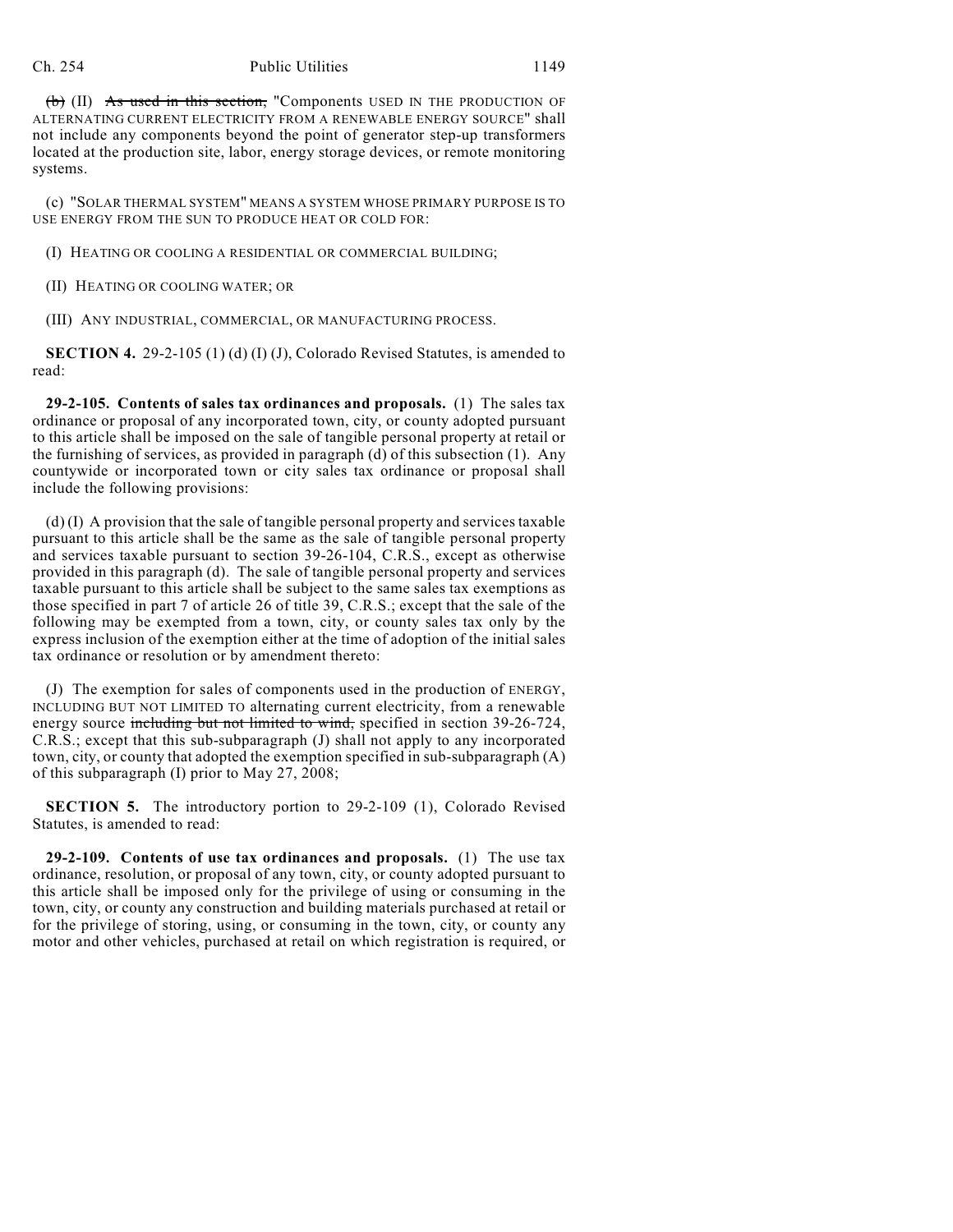~~(b)~~ (II) ~~As used in this section,~~ "Components USED IN THE PRODUCTION OF ALTERNATING CURRENT ELECTRICITY FROM A RENEWABLE ENERGY SOURCE" shall not include any components beyond the point of generator step-up transformers located at the production site, labor, energy storage devices, or remote monitoring systems.

(c) "SOLAR THERMAL SYSTEM" MEANS A SYSTEM WHOSE PRIMARY PURPOSE IS TO USE ENERGY FROM THE SUN TO PRODUCE HEAT OR COLD FOR:

(I) HEATING OR COOLING A RESIDENTIAL OR COMMERCIAL BUILDING;

(II) HEATING OR COOLING WATER; OR

(III) ANY INDUSTRIAL, COMMERCIAL, OR MANUFACTURING PROCESS.

**SECTION 4.** 29-2-105 (1) (d) (I) (J), Colorado Revised Statutes, is amended to read:

**29-2-105. Contents of sales tax ordinances and proposals.** (1) The sales tax ordinance or proposal of any incorporated town, city, or county adopted pursuant to this article shall be imposed on the sale of tangible personal property at retail or the furnishing of services, as provided in paragraph (d) of this subsection (1). Any countywide or incorporated town or city sales tax ordinance or proposal shall include the following provisions:

(d) (I) A provision that the sale of tangible personal property and services taxable pursuant to this article shall be the same as the sale of tangible personal property and services taxable pursuant to section 39-26-104, C.R.S., except as otherwise provided in this paragraph (d). The sale of tangible personal property and services taxable pursuant to this article shall be subject to the same sales tax exemptions as those specified in part 7 of article 26 of title 39, C.R.S.; except that the sale of the following may be exempted from a town, city, or county sales tax only by the express inclusion of the exemption either at the time of adoption of the initial sales tax ordinance or resolution or by amendment thereto:

(J) The exemption for sales of components used in the production of ENERGY, INCLUDING BUT NOT LIMITED TO alternating current electricity, from a renewable energy source ~~including but not limited to wind,~~ specified in section 39-26-724, C.R.S.; except that this sub-subparagraph (J) shall not apply to any incorporated town, city, or county that adopted the exemption specified in sub-subparagraph (A) of this subparagraph (I) prior to May 27, 2008;

**SECTION 5.** The introductory portion to 29-2-109 (1), Colorado Revised Statutes, is amended to read:

**29-2-109. Contents of use tax ordinances and proposals.** (1) The use tax ordinance, resolution, or proposal of any town, city, county adopted pursuant to this article shall be imposed only for the privilege of using or consuming in the town, city, or county any construction and building materials purchased at retail or for the privilege of storing, using, or consuming in the town, city, or county any motor and other vehicles, purchased at retail on which registration is required, or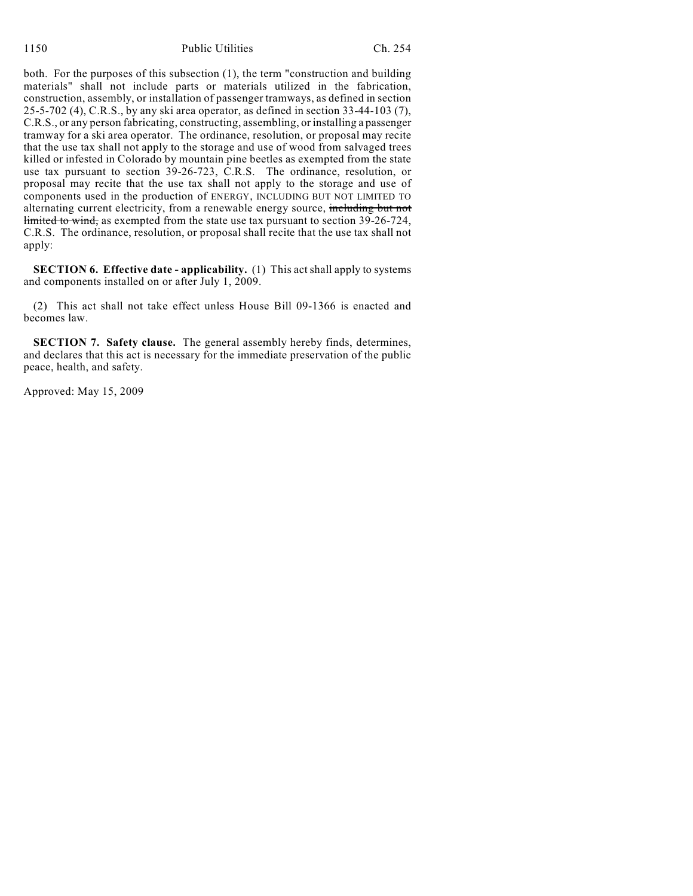both. For the purposes of this subsection (1), the term "construction and building materials" shall not include parts or materials utilized in the fabrication, construction, assembly, or installation of passenger tramways, as defined in section 25-5-702 (4), C.R.S., by any ski area operator, as defined in section 33-44-103 (7), C.R.S., or any person fabricating, constructing, assembling, or installing a passenger tramway for a ski area operator. The ordinance, resolution, or proposal may recite that the use tax shall not apply to the storage and use of wood from salvaged trees killed or infested in Colorado by mountain pine beetles as exempted from the state use tax pursuant to section 39-26-723, C.R.S. The ordinance, resolution, or proposal may recite that the use tax shall not apply to the storage and use of components used in the production of ENERGY, INCLUDING BUT NOT LIMITED TO alternating current electricity, from a renewable energy source, ~~including but not limited to wind,~~ as exempted from the state use tax pursuant to section 39-26-724, C.R.S. The ordinance, resolution, or proposal shall recite that the use tax shall not apply:

**SECTION 6. Effective date - applicability.** (1) This act shall apply to systems and components installed on or after July 1, 2009.

(2) This act shall not take effect unless House Bill 09-1366 is enacted and becomes law.

**SECTION 7. Safety clause.** The general assembly hereby finds, determines, and declares that this act is necessary for the immediate preservation of the public peace, health, and safety.

Approved: May 15, 2009